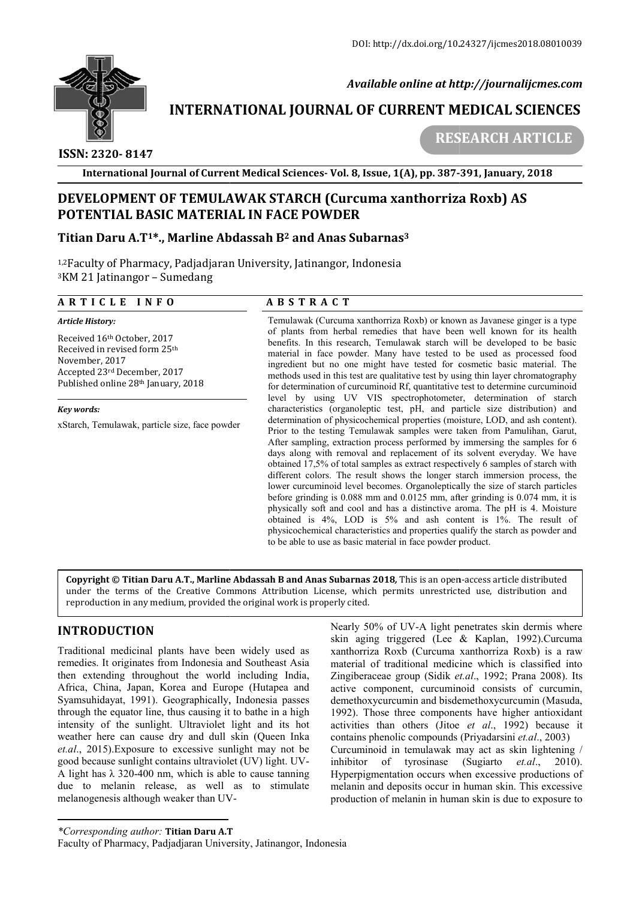DOI: http://dx.doi.org/10.24327/ijcmes2018.08010039

*Available online at http://journalijcmes.com*

**INTERNATIONAL JOURNAL OF CURRENT MEDICAL SCIENCES**

**RESEARCH ARTICLE**

**ISSN: 2320- 8147**

# DEVELOPMENT OF TEMULAWAK STARCH (Curcuma xanthorriza Roxb) AS POTENTIAL BASIC MATERIAL IN FACE POWDER

**Titian Daru A.T[1]\*., Marline Abdassah B[2] and Anas Subarnas[3]**

[1,2]Faculty of Pharmacy, Padjadjaran University, Jatinangor, Indonesia
[3]KM 21 Jatinangor – Sumedang

## ARTICLE INFO

*Article History:*

Received 16th October, 2017
Received in revised form 25th November, 2017
Accepted 23rd December, 2017
Published online 28th January, 2018

*Key words:*

xStarch, Temulawak, particle size, face powder

## ABSTRACT

Temulawak (Curcuma xanthorriza Roxb) or known as Javanese ginger is a type of plants from herbal remedies that have been well known for its health benefits. In this research, Temulawak starch will be developed to be basic material in face powder. Many have tested to be used as processed food ingredient but no one might have tested for cosmetic basic material. The methods used in this test are qualitative test by using thin layer chromatography for determination of curcuminoid Rf, quantitative test to determine curcuminoid level by using UV VIS spectrophotometer, determination of starch characteristics (organoleptic test, pH, and particle size distribution) and determination of physicochemical properties (moisture, LOD, and ash content). Prior to the testing Temulawak samples were taken from Pamulihan, Garut, After sampling, extraction process performed by immersing the samples for 6 days along with removal and replacement of its solvent everyday. We have obtained 17,5% of total samples as extract respectively 6 samples of starch with different colors. The result shows the longer starch immersion process, the lower curcuminoid level becomes. Organoleptically the size of starch particles before grinding is 0.088 mm and 0.0125 mm, after grinding is 0.074 mm, it is physically soft and cool and has a distinctive aroma. The pH is 4. Moisture obtained is 4%, LOD is 5% and ash content is 1%. The result of physicochemical characteristics and properties qualify the starch as powder and to be able to use as basic material in face powder product.

**Copyright © Titian Daru A.T., Marline Abdassah B and Anas Subarnas 2018,** This is an open-access article distributed under the terms of the Creative Commons Attribution License, which permits unrestricted use, distribution and reproduction in any medium, provided the original work is properly cited.

## INTRODUCTION

Traditional medicinal plants have been widely used as remedies. It originates from Indonesia and Southeast Asia then extending throughout the world including India, Africa, China, Japan, Korea and Europe (Hutapea and Syamsuhidayat, 1991). Geographically, Indonesia passes through the equator line, thus causing it to bathe in a high intensity of the sunlight. Ultraviolet light and its hot weather here can cause dry and dull skin (Queen Inka *et.al*., 2015).Exposure to excessive sunlight may not be good because sunlight contains ultraviolet (UV) light. UV-A light has λ 320-400 nm, which is able to cause tanning due to melanin release, as well as to stimulate melanogenesis although weaker than UV-

Nearly 50% of UV-A light penetrates skin dermis where skin aging triggered (Lee & Kaplan, 1992).Curcuma xanthorriza Roxb (Curcuma xanthorriza Roxb) is a raw material of traditional medicine which is classified into Zingiberaceae group (Sidik *et.al*., 1992; Prana 2008). Its active component, curcuminoid consists of curcumin, demethoxycurcumin and bisdemethoxycurcumin (Masuda, 1992). Those three components have higher antioxidant activities than others (Jitoe *et al*., 1992) because it contains phenolic compounds (Priyadarsini *et.al*., 2003)

Curcuminoid in temulawak may act as skin lightening / inhibitor of tyrosinase (Sugiarto *et.al*., 2010). Hyperpigmentation occurs when excessive productions of melanin and deposits occur in human skin. This excessive production of melanin in human skin is due to exposure to

---

*\*Corresponding author:* **Titian Daru A.T**
Faculty of Pharmacy, Padjadjaran University, Jatinangor, Indonesia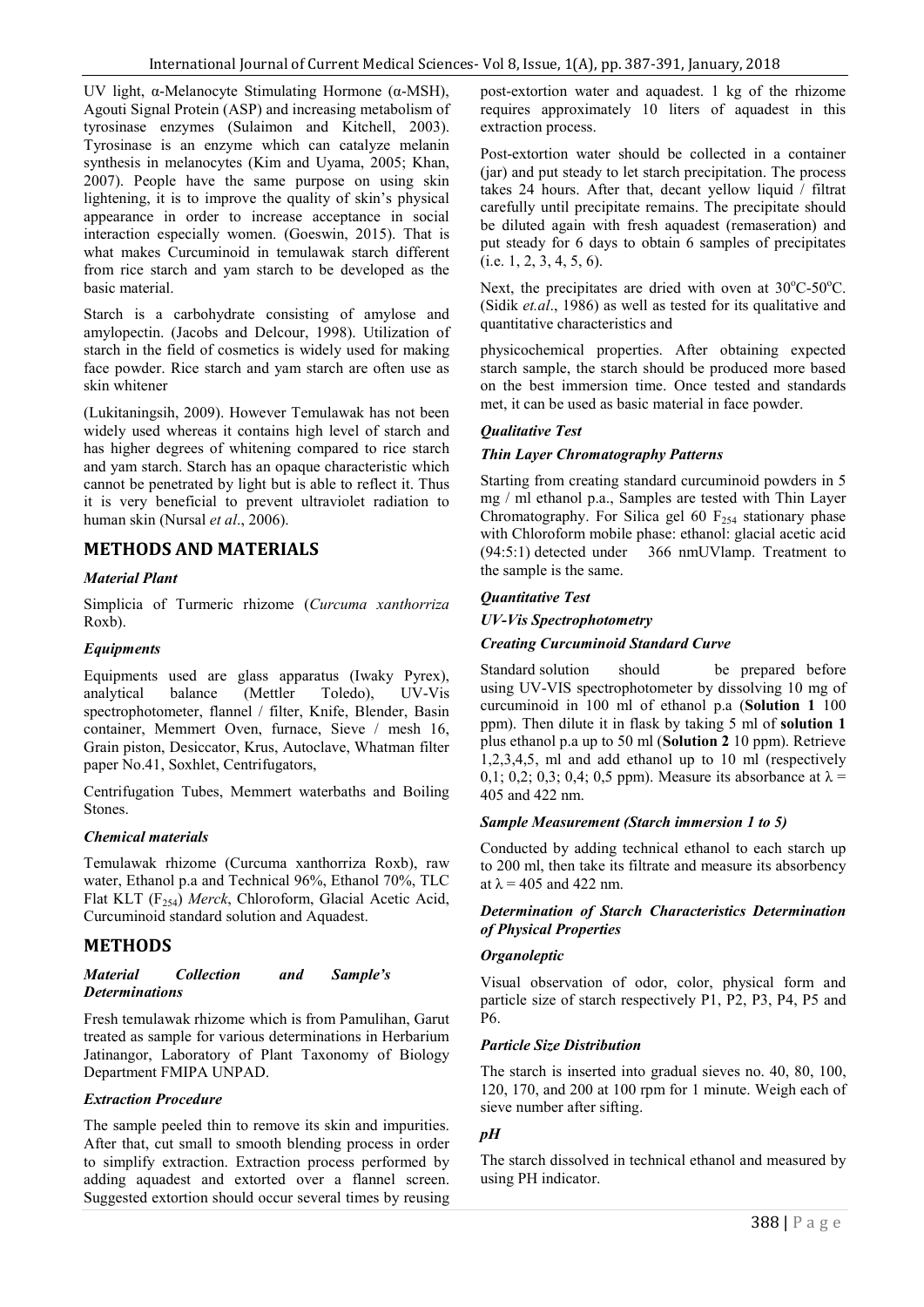UV light, α-Melanocyte Stimulating Hormone (α-MSH), Agouti Signal Protein (ASP) and increasing metabolism of tyrosinase enzymes (Sulaimon and Kitchell, 2003). Tyrosinase is an enzyme which can catalyze melanin synthesis in melanocytes (Kim and Uyama, 2005; Khan, 2007). People have the same purpose on using skin lightening, it is to improve the quality of skin's physical appearance in order to increase acceptance in social interaction especially women. (Goeswin, 2015). That is what makes Curcuminoid in temulawak starch different from rice starch and yam starch to be developed as the basic material.

Starch is a carbohydrate consisting of amylose and amylopectin. (Jacobs and Delcour, 1998). Utilization of starch in the field of cosmetics is widely used for making face powder. Rice starch and yam starch are often use as skin whitener (Lukitaningsih, 2009). However Temulawak has not been widely used whereas it contains high level of starch and has higher degrees of whitening compared to rice starch and yam starch. Starch has an opaque characteristic which cannot be penetrated by light but is able to reflect it. Thus it is very beneficial to prevent ultraviolet radiation to human skin (Nursal *et al*., 2006).

## METHODS AND MATERIALS

### *Material Plant*

Simplicia of Turmeric rhizome (*Curcuma xanthorriza* Roxb).

### *Equipments*

Equipments used are glass apparatus (Iwaky Pyrex), analytical balance (Mettler Toledo), UV-Vis spectrophotometer, flannel / filter, Knife, Blender, Basin container, Memmert Oven, furnace, Sieve / mesh 16, Grain piston, Desiccator, Krus, Autoclave, Whatman filter paper No.41, Soxhlet, Centrifugators,

Centrifugation Tubes, Memmert waterbaths and Boiling Stones.

### *Chemical materials*

Temulawak rhizome (Curcuma xanthorriza Roxb), raw water, Ethanol p.a and Technical 96%, Ethanol 70%, TLC Flat KLT ($F_{254}$) *Merck*, Chloroform, Glacial Acetic Acid, Curcuminoid standard solution and Aquadest.

## METHODS

### *Material Collection and Sample's Determinations*

Fresh temulawak rhizome which is from Pamulihan, Garut treated as sample for various determinations in Herbarium Jatinangor, Laboratory of Plant Taxonomy of Biology Department FMIPA UNPAD.

### *Extraction Procedure*

The sample peeled thin to remove its skin and impurities. After that, cut small to smooth blending process in order to simplify extraction. Extraction process performed by adding aquadest and extorted over a flannel screen. Suggested extortion should occur several times by reusing post-extortion water and aquadest. 1 kg of the rhizome requires approximately 10 liters of aquadest in this extraction process.

Post-extortion water should be collected in a container (jar) and put steady to let starch precipitation. The process takes 24 hours. After that, decant yellow liquid / filtrat carefully until precipitate remains. The precipitate should be diluted again with fresh aquadest (remaseration) and put steady for 6 days to obtain 6 samples of precipitates (i.e. 1, 2, 3, 4, 5, 6).

Next, the precipitates are dried with oven at 30°C-50°C. (Sidik *et.al*., 1986) as well as tested for its qualitative and quantitative characteristics and

physicochemical properties. After obtaining expected starch sample, the starch should be produced more based on the best immersion time. Once tested and standards met, it can be used as basic material in face powder.

### *Qualitative Test*

### *Thin Layer Chromatography Patterns*

Starting from creating standard curcuminoid powders in 5 mg / ml ethanol p.a., Samples are tested with Thin Layer Chromatography. For Silica gel 60 $F_{254}$ stationary phase with Chloroform mobile phase: ethanol: glacial acetic acid (94:5:1) detected under 366 nmUVlamp. Treatment to the sample is the same.

### *Quantitative Test*

### *UV-Vis Spectrophotometry*

### *Creating Curcuminoid Standard Curve*

Standard solution should be prepared before using UV-VIS spectrophotometer by dissolving 10 mg of curcuminoid in 100 ml of ethanol p.a (**Solution 1** 100 ppm). Then dilute it in flask by taking 5 ml of **solution 1** plus ethanol p.a up to 50 ml (**Solution 2** 10 ppm). Retrieve 1,2,3,4,5, ml and add ethanol up to 10 ml (respectively 0,1; 0,2; 0,3; 0,4; 0,5 ppm). Measure its absorbance at $\lambda$ = 405 and 422 nm.

### *Sample Measurement (Starch immersion 1 to 5)*

Conducted by adding technical ethanol to each starch up to 200 ml, then take its filtrate and measure its absorbency at $\lambda$ = 405 and 422 nm.

### *Determination of Starch Characteristics Determination of Physical Properties*

### *Organoleptic*

Visual observation of odor, color, physical form and particle size of starch respectively P1, P2, P3, P4, P5 and P6.

### *Particle Size Distribution*

The starch is inserted into gradual sieves no. 40, 80, 100, 120, 170, and 200 at 100 rpm for 1 minute. Weigh each of sieve number after sifting.

### *pH*

The starch dissolved in technical ethanol and measured by using PH indicator.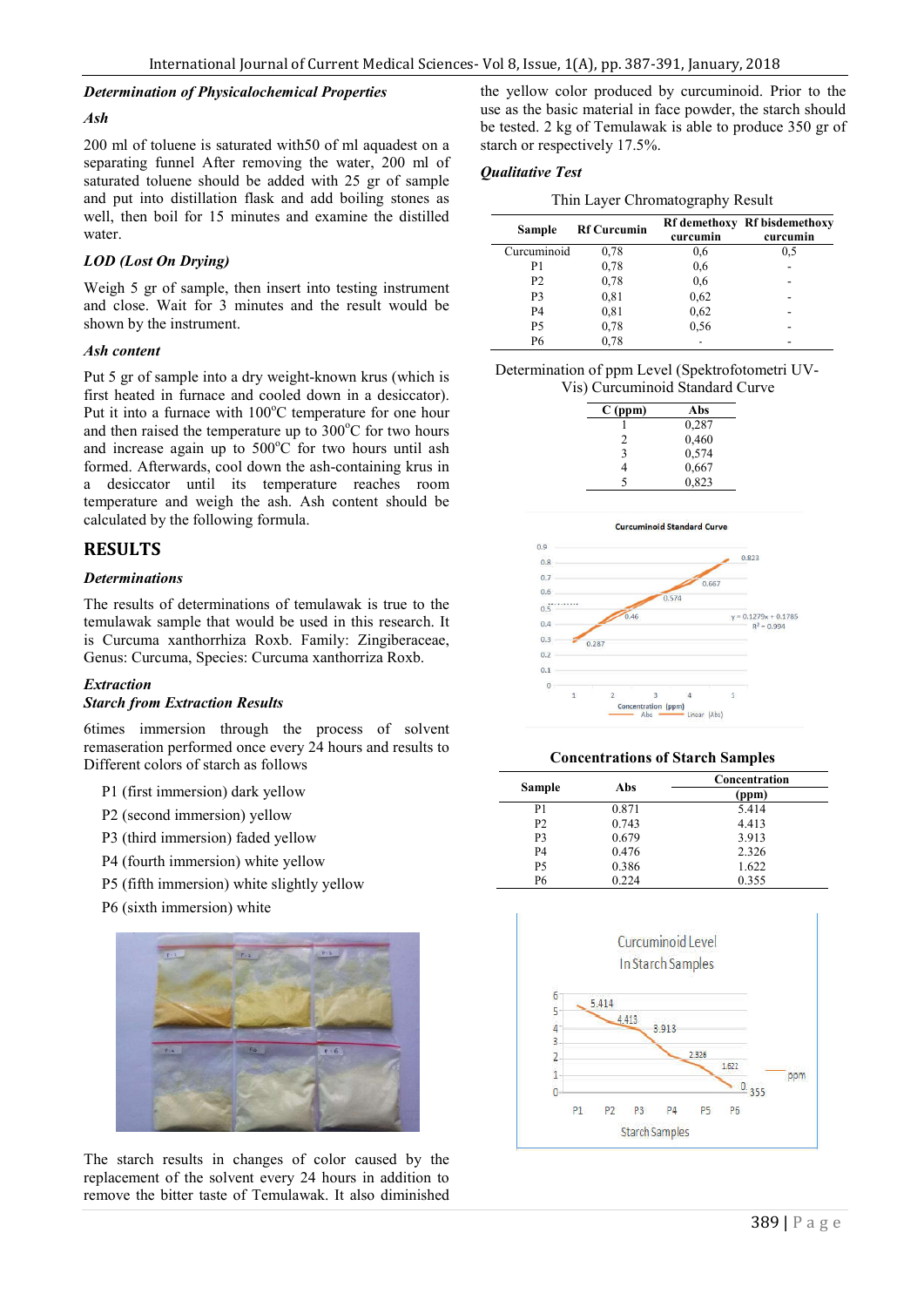### *Determination of Physicalochemical Properties*

#### *Ash*

200 ml of toluene is saturated with50 of ml aquadest on a separating funnel After removing the water, 200 ml of saturated toluene should be added with 25 gr of sample and put into distillation flask and add boiling stones as well, then boil for 15 minutes and examine the distilled water.

#### *LOD (Lost On Drying)*

Weigh 5 gr of sample, then insert into testing instrument and close. Wait for 3 minutes and the result would be shown by the instrument.

#### *Ash content*

Put 5 gr of sample into a dry weight-known krus (which is first heated in furnace and cooled down in a desiccator). Put it into a furnace with 100°C temperature for one hour and then raised the temperature up to 300°C for two hours and increase again up to 500°C for two hours until ash formed. Afterwards, cool down the ash-containing krus in a desiccator until its temperature reaches room temperature and weigh the ash. Ash content should be calculated by the following formula.

## RESULTS

### *Determinations*

The results of determinations of temulawak is true to the temulawak sample that would be used in this research. It is Curcuma xanthorrhiza Roxb. Family: Zingiberaceae, Genus: Curcuma, Species: Curcuma xanthorriza Roxb.

### *Extraction*

### *Starch from Extraction Results*

6times immersion through the process of solvent remaseration performed once every 24 hours and results to Different colors of starch as follows

- P1 (first immersion) dark yellow
- P2 (second immersion) yellow
- P3 (third immersion) faded yellow
- P4 (fourth immersion) white yellow
- P5 (fifth immersion) white slightly yellow
- P6 (sixth immersion) white

The starch results in changes of color caused by the replacement of the solvent every 24 hours in addition to remove the bitter taste of Temulawak. It also diminished the yellow color produced by curcuminoid. Prior to the use as the basic material in face powder, the starch should be tested. 2 kg of Temulawak is able to produce 350 gr of starch or respectively 17.5%.

### *Qualitative Test*

Thin Layer Chromatography Result

| Sample | Rf Curcumin | Rf demethoxy curcumin | Rf bisdemethoxy curcumin |
|---|---|---|---|
| Curcuminoid | 0,78 | 0,6 | 0,5 |
| P1 | 0,78 | 0,6 | - |
| P2 | 0,78 | 0,6 | - |
| P3 | 0,81 | 0,62 | - |
| P4 | 0,81 | 0,62 | - |
| P5 | 0,78 | 0,56 | - |
| P6 | 0,78 | - | - |

Determination of ppm Level (Spektrofotometri UV-Vis) Curcuminoid Standard Curve

| C (ppm) | Abs |
|---|---|
| 1 | 0,287 |
| 2 | 0,460 |
| 3 | 0,574 |
| 4 | 0,667 |
| 5 | 0,823 |

Concentrations of Starch Samples

| Sample | Abs | Concentration (ppm) |
|---|---|---|
| P1 | 0.871 | 5.414 |
| P2 | 0.743 | 4.413 |
| P3 | 0.679 | 3.913 |
| P4 | 0.476 | 2.326 |
| P5 | 0.386 | 1.622 |
| P6 | 0.224 | 0.355 |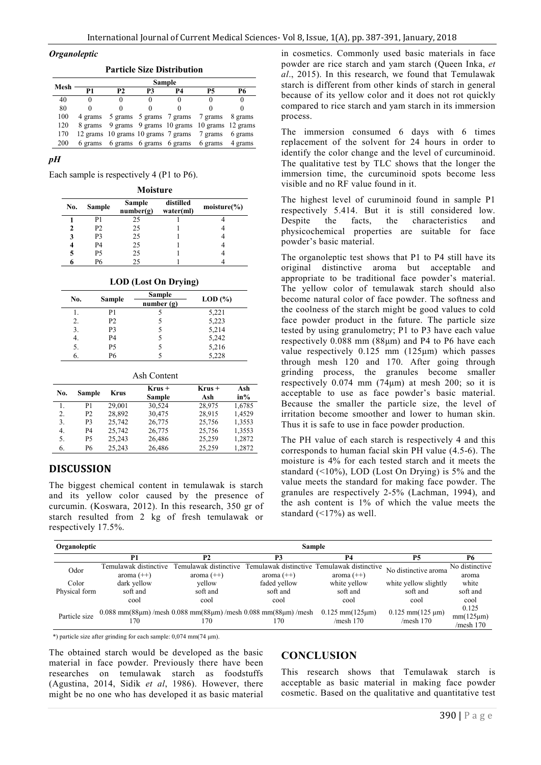*Organoleptic*

**Particle Size Distribution**

| Mesh | Sample | | | | | |
|---|---|---|---|---|---|---|
| | P1 | P2 | P3 | P4 | P5 | P6 |
| 40 | 0 | 0 | 0 | 0 | 0 | 0 |
| 80 | 0 | 0 | 0 | 0 | 0 | 0 |
| 100 | 4 grams | 5 grams | 5 grams | 7 grams | 7 grams | 8 grams |
| 120 | 8 grams | 9 grams | 9 grams | 10 grams | 10 grams | 12 grams |
| 170 | 12 grams | 10 grams | 10 grams | 7 grams | 7 grams | 6 grams |
| 200 | 6 grams | 6 grams | 6 grams | 6 grams | 6 grams | 4 grams |

### *pH*

Each sample is respectively 4 (P1 to P6).

**Moisture**

| No. | Sample | Sample number(g) | distilled water(ml) | moisture(%) |
|---|---|---|---|---|
| 1 | P1 | 25 | 1 | 4 |
| 2 | P2 | 25 | 1 | 4 |
| 3 | P3 | 25 | 1 | 4 |
| 4 | P4 | 25 | 1 | 4 |
| 5 | P5 | 25 | 1 | 4 |
| 6 | P6 | 25 | 1 | 4 |

**LOD (Lost On Drying)**

| No. | Sample | Sample number (g) | LOD (%) |
|---|---|---|---|
| 1. | P1 | 5 | 5,221 |
| 2. | P2 | 5 | 5,223 |
| 3. | P3 | 5 | 5,214 |
| 4. | P4 | 5 | 5,242 |
| 5. | P5 | 5 | 5,216 |
| 6. | P6 | 5 | 5,228 |

Ash Content

| No. | Sample | Krus | Krus + Sample | Krus + Ash | Ash in% |
|---|---|---|---|---|---|
| 1. | P1 | 29,001 | 30,524 | 28,975 | 1,6785 |
| 2. | P2 | 28,892 | 30,475 | 28,915 | 1,4529 |
| 3. | P3 | 25,742 | 26,775 | 25,756 | 1,3553 |
| 4. | P4 | 25,742 | 26,775 | 25,756 | 1,3553 |
| 5. | P5 | 25,243 | 26,486 | 25,259 | 1,2872 |
| 6. | P6 | 25,243 | 26,486 | 25,259 | 1,2872 |

## DISCUSSION

The biggest chemical content in temulawak is starch and its yellow color caused by the presence of curcumin. (Koswara, 2012). In this research, 350 gr of starch resulted from 2 kg of fresh temulawak or respectively 17.5%.

The obtained starch would be developed as the basic material in face powder. Previously there have been researches on temulawak starch as foodstuffs (Agustina, 2014, Sidik *et al*, 1986). However, there might be no one who has developed it as basic material in cosmetics. Commonly used basic materials in face powder are rice starch and yam starch (Queen Inka, *et al*., 2015). In this research, we found that Temulawak starch is different from other kinds of starch in general because of its yellow color and it does not rot quickly compared to rice starch and yam starch in its immersion process.

The immersion consumed 6 days with 6 times replacement of the solvent for 24 hours in order to identify the color change and the level of curcuminoid. The qualitative test by TLC shows that the longer the immersion time, the curcuminoid spots become less visible and no RF value found in it.

The highest level of curuminoid found in sample P1 respectively 5.414. But it is still considered low. Despite the facts, the characteristics and physicochemical properties are suitable for face powder's basic material.

The organoleptic test shows that P1 to P4 still have its original distinctive aroma but acceptable and appropriate to be traditional face powder's material. The yellow color of temulawak starch should also become natural color of face powder. The softness and the coolness of the starch might be good values to cold face powder product in the future. The particle size tested by using granulometry; P1 to P3 have each value respectively 0.088 mm (88μm) and P4 to P6 have each value respectively 0.125 mm (125μm) which passes through mesh 120 and 170. After going through grinding process, the granules become smaller respectively 0.074 mm (74μm) at mesh 200; so it is acceptable to use as face powder's basic material. Because the smaller the particle size, the level of irritation become smoother and lower to human skin. Thus it is safe to use in face powder production.

The PH value of each starch is respectively 4 and this corresponds to human facial skin PH value (4.5-6). The moisture is 4% for each tested starch and it meets the standard (<10%), LOD (Lost On Drying) is 5% and the value meets the standard for making face powder. The granules are respectively 2-5% (Lachman, 1994), and the ash content is 1% of which the value meets the standard (<17%) as well.

| Organoleptic | Sample | | | | | |
|---|---|---|---|---|---|---|
| | P1 | P2 | P3 | P4 | P5 | P6 |
| Odor | Temulawak distinctive aroma (++) | Temulawak distinctive aroma (++) | Temulawak distinctive aroma (++) | Temulawak distinctive aroma (++) | No distinctive aroma | No distinctive aroma |
| Color | dark yellow | yellow | faded yellow | white yellow | white yellow slightly | white |
| Physical form | soft and cool | soft and cool | soft and cool | soft and cool | soft and cool | soft and cool |
| Particle size | 0.088 mm(88μm) /mesh 170 | 0.088 mm(88μm) /mesh 170 | 0.088 mm(88μm) /mesh 170 | 0.125 mm(125μm) /mesh 170 | 0.125 mm(125 μm) /mesh 170 | 0.125 mm(125μm) /mesh 170 |

*) particle size after grinding for each sample: 0,074 mm(74 μm).

## CONCLUSION

This research shows that Temulawak starch is acceptable as basic material in making face powder cosmetic. Based on the qualitative and quantitative test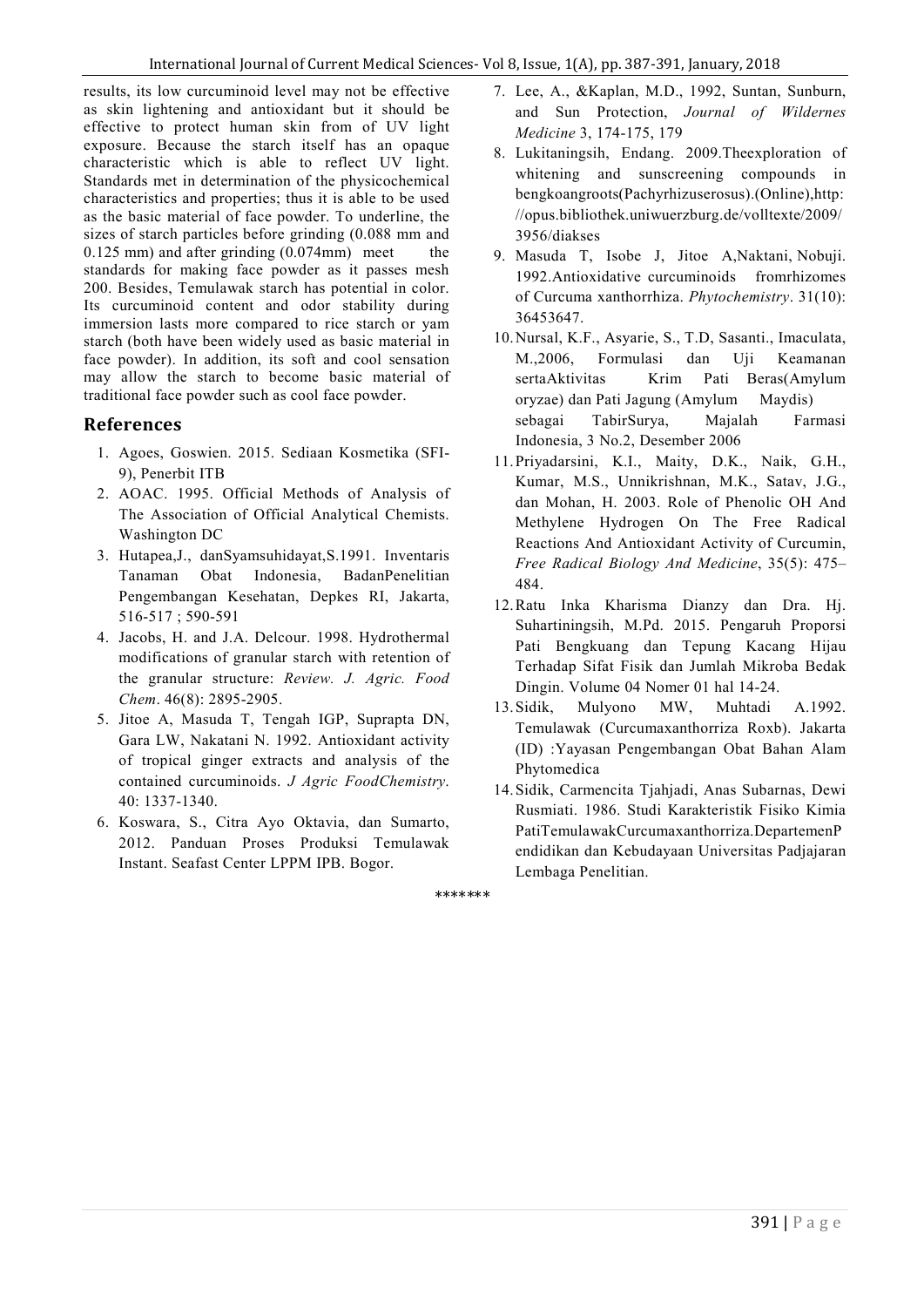results, its low curcuminoid level may not be effective as skin lightening and antioxidant but it should be effective to protect human skin from of UV light exposure. Because the starch itself has an opaque characteristic which is able to reflect UV light. Standards met in determination of the physicochemical characteristics and properties; thus it is able to be used as the basic material of face powder. To underline, the sizes of starch particles before grinding (0.088 mm and 0.125 mm) and after grinding (0.074mm) meet the standards for making face powder as it passes mesh 200. Besides, Temulawak starch has potential in color. Its curcuminoid content and odor stability during immersion lasts more compared to rice starch or yam starch (both have been widely used as basic material in face powder). In addition, its soft and cool sensation may allow the starch to become basic material of traditional face powder such as cool face powder.

## References

1. Agoes, Goswien. 2015. Sediaan Kosmetika (SFI-9), Penerbit ITB
2. AOAC. 1995. Official Methods of Analysis of The Association of Official Analytical Chemists. Washington DC
3. Hutapea,J., danSyamsuhidayat,S.1991. Inventaris Tanaman Obat Indonesia, BadanPenelitian Pengembangan Kesehatan, Depkes RI, Jakarta, 516-517 ; 590-591
4. Jacobs, H. and J.A. Delcour. 1998. Hydrothermal modifications of granular starch with retention of the granular structure: *Review. J. Agric. Food Chem*. 46(8): 2895-2905.
5. Jitoe A, Masuda T, Tengah IGP, Suprapta DN, Gara LW, Nakatani N. 1992. Antioxidant activity of tropical ginger extracts and analysis of the contained curcuminoids. *J Agric FoodChemistry*. 40: 1337-1340.
6. Koswara, S., Citra Ayo Oktavia, dan Sumarto, 2012. Panduan Proses Produksi Temulawak Instant. Seafast Center LPPM IPB. Bogor.
7. Lee, A., &Kaplan, M.D., 1992, Suntan, Sunburn, and Sun Protection, *Journal of Wildernes Medicine* 3, 174-175, 179
8. Lukitaningsih, Endang. 2009.Theexploration of whitening and sunscreening compounds in bengkoangroots(Pachyrhizuserosus).(Online),http://opus.bibliothek.uniwuerzburg.de/volltexte/2009/3956/diakses
9. Masuda T, Isobe J, Jitoe A,Naktani, Nobuji. 1992.Antioxidative curcuminoids fromrhizomes of Curcuma xanthorrhiza. *Phytochemistry*. 31(10): 36453647.
10. Nursal, K.F., Asyarie, S., T.D, Sasanti., Imaculata, M.,2006, Formulasi dan Uji Keamanan sertaAktivitas Krim Pati Beras(Amylum oryzae) dan Pati Jagung (Amylum Maydis) sebagai TabirSurya, Majalah Farmasi Indonesia, 3 No.2, Desember 2006
11. Priyadarsini, K.I., Maity, D.K., Naik, G.H., Kumar, M.S., Unnikrishnan, M.K., Satav, J.G., dan Mohan, H. 2003. Role of Phenolic OH And Methylene Hydrogen On The Free Radical Reactions And Antioxidant Activity of Curcumin, *Free Radical Biology And Medicine*, 35(5): 475–484.
12. Ratu Inka Kharisma Dianzy dan Dra. Hj. Suhartiningsih, M.Pd. 2015. Pengaruh Proporsi Pati Bengkuang dan Tepung Kacang Hijau Terhadap Sifat Fisik dan Jumlah Mikroba Bedak Dingin. Volume 04 Nomer 01 hal 14-24.
13. Sidik, Mulyono MW, Muhtadi A.1992. Temulawak (Curcumaxanthorriza Roxb). Jakarta (ID) :Yayasan Pengembangan Obat Bahan Alam Phytomedica
14. Sidik, Carmencita Tjahjadi, Anas Subarnas, Dewi Rusmiati. 1986. Studi Karakteristik Fisiko Kimia PatiTemulawakCurcumaxanthorriza.DepartemenPendidikan dan Kebudayaan Universitas Padjajaran Lembaga Penelitian.

*******